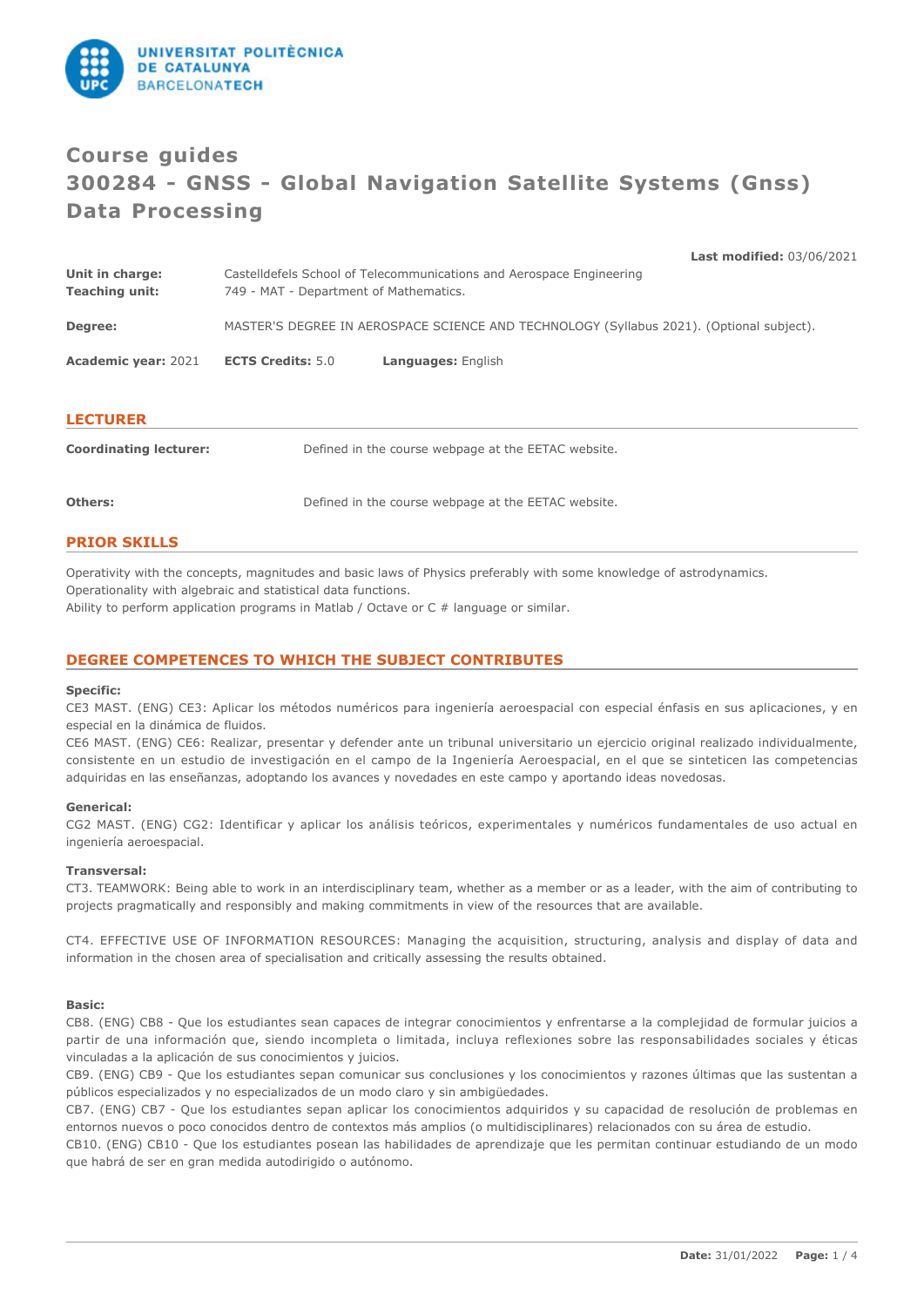# Course guides
# 300284 - GNSS - Global Navigation Satellite Systems (Gnss) Data Processing

**Last modified:** 03/06/2021

**Unit in charge:** Castelldefels School of Telecommunications and Aerospace Engineering
**Teaching unit:** 749 - MAT - Department of Mathematics.

**Degree:** MASTER'S DEGREE IN AEROSPACE SCIENCE AND TECHNOLOGY (Syllabus 2021). (Optional subject).

**Academic year:** 2021 **ECTS Credits:** 5.0 **Languages:** English

## LECTURER

**Coordinating lecturer:** Defined in the course webpage at the EETAC website.

**Others:** Defined in the course webpage at the EETAC website.

## PRIOR SKILLS

Operativity with the concepts, magnitudes and basic laws of Physics preferably with some knowledge of astrodynamics.
Operationality with algebraic and statistical data functions.
Ability to perform application programs in Matlab / Octave or C # language or similar.

## DEGREE COMPETENCES TO WHICH THE SUBJECT CONTRIBUTES

**Specific:**
CE3 MAST. (ENG) CE3: Aplicar los métodos numéricos para ingeniería aeroespacial con especial énfasis en sus aplicaciones, y en especial en la dinámica de fluidos.
CE6 MAST. (ENG) CE6: Realizar, presentar y defender ante un tribunal universitario un ejercicio original realizado individualmente, consistente en un estudio de investigación en el campo de la Ingeniería Aeroespacial, en el que se sinteticen las competencias adquiridas en las enseñanzas, adoptando los avances y novedades en este campo y aportando ideas novedosas.

**Generical:**
CG2 MAST. (ENG) CG2: Identificar y aplicar los análisis teóricos, experimentales y numéricos fundamentales de uso actual en ingeniería aeroespacial.

**Transversal:**
CT3. TEAMWORK: Being able to work in an interdisciplinary team, whether as a member or as a leader, with the aim of contributing to projects pragmatically and responsibly and making commitments in view of the resources that are available.

CT4. EFFECTIVE USE OF INFORMATION RESOURCES: Managing the acquisition, structuring, analysis and display of data and information in the chosen area of specialisation and critically assessing the results obtained.

**Basic:**
CB8. (ENG) CB8 - Que los estudiantes sean capaces de integrar conocimientos y enfrentarse a la complejidad de formular juicios a partir de una información que, siendo incompleta o limitada, incluya reflexiones sobre las responsabilidades sociales y éticas vinculadas a la aplicación de sus conocimientos y juicios.
CB9. (ENG) CB9 - Que los estudiantes sepan comunicar sus conclusiones y los conocimientos y razones últimas que las sustentan a públicos especializados y no especializados de un modo claro y sin ambigüedades.
CB7. (ENG) CB7 - Que los estudiantes sepan aplicar los conocimientos adquiridos y su capacidad de resolución de problemas en entornos nuevos o poco conocidos dentro de contextos más amplios (o multidisciplinares) relacionados con su área de estudio.
CB10. (ENG) CB10 - Que los estudiantes posean las habilidades de aprendizaje que les permitan continuar estudiando de un modo que habrá de ser en gran medida autodirigido o autónomo.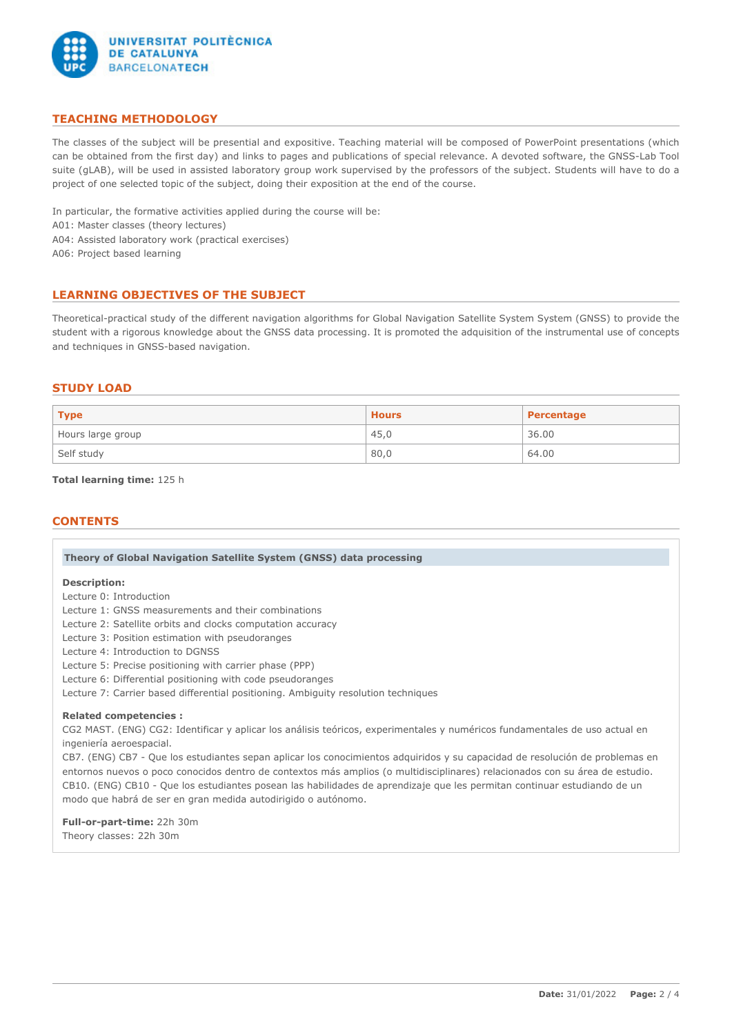## TEACHING METHODOLOGY

The classes of the subject will be presential and expositive. Teaching material will be composed of PowerPoint presentations (which can be obtained from the first day) and links to pages and publications of special relevance. A devoted software, the GNSS-Lab Tool suite (gLAB), will be used in assisted laboratory group work supervised by the professors of the subject. Students will have to do a project of one selected topic of the subject, doing their exposition at the end of the course.

In particular, the formative activities applied during the course will be:
A01: Master classes (theory lectures)
A04: Assisted laboratory work (practical exercises)
A06: Project based learning

## LEARNING OBJECTIVES OF THE SUBJECT

Theoretical-practical study of the different navigation algorithms for Global Navigation Satellite System System (GNSS) to provide the student with a rigorous knowledge about the GNSS data processing. It is promoted the adquisition of the instrumental use of concepts and techniques in GNSS-based navigation.

## STUDY LOAD

| Type | Hours | Percentage |
|---|---|---|
| Hours large group | 45,0 | 36.00 |
| Self study | 80,0 | 64.00 |

**Total learning time:** 125 h

## CONTENTS

### Theory of Global Navigation Satellite System (GNSS) data processing

**Description:**
Lecture 0: Introduction
Lecture 1: GNSS measurements and their combinations
Lecture 2: Satellite orbits and clocks computation accuracy
Lecture 3: Position estimation with pseudoranges
Lecture 4: Introduction to DGNSS
Lecture 5: Precise positioning with carrier phase (PPP)
Lecture 6: Differential positioning with code pseudoranges
Lecture 7: Carrier based differential positioning. Ambiguity resolution techniques

**Related competencies :**
CG2 MAST. (ENG) CG2: Identificar y aplicar los análisis teóricos, experimentales y numéricos fundamentales de uso actual en ingeniería aeroespacial.
CB7. (ENG) CB7 - Que los estudiantes sepan aplicar los conocimientos adquiridos y su capacidad de resolución de problemas en entornos nuevos o poco conocidos dentro de contextos más amplios (o multidisciplinares) relacionados con su área de estudio.
CB10. (ENG) CB10 - Que los estudiantes posean las habilidades de aprendizaje que les permitan continuar estudiando de un modo que habrá de ser en gran medida autodirigido o autónomo.

**Full-or-part-time:** 22h 30m
Theory classes: 22h 30m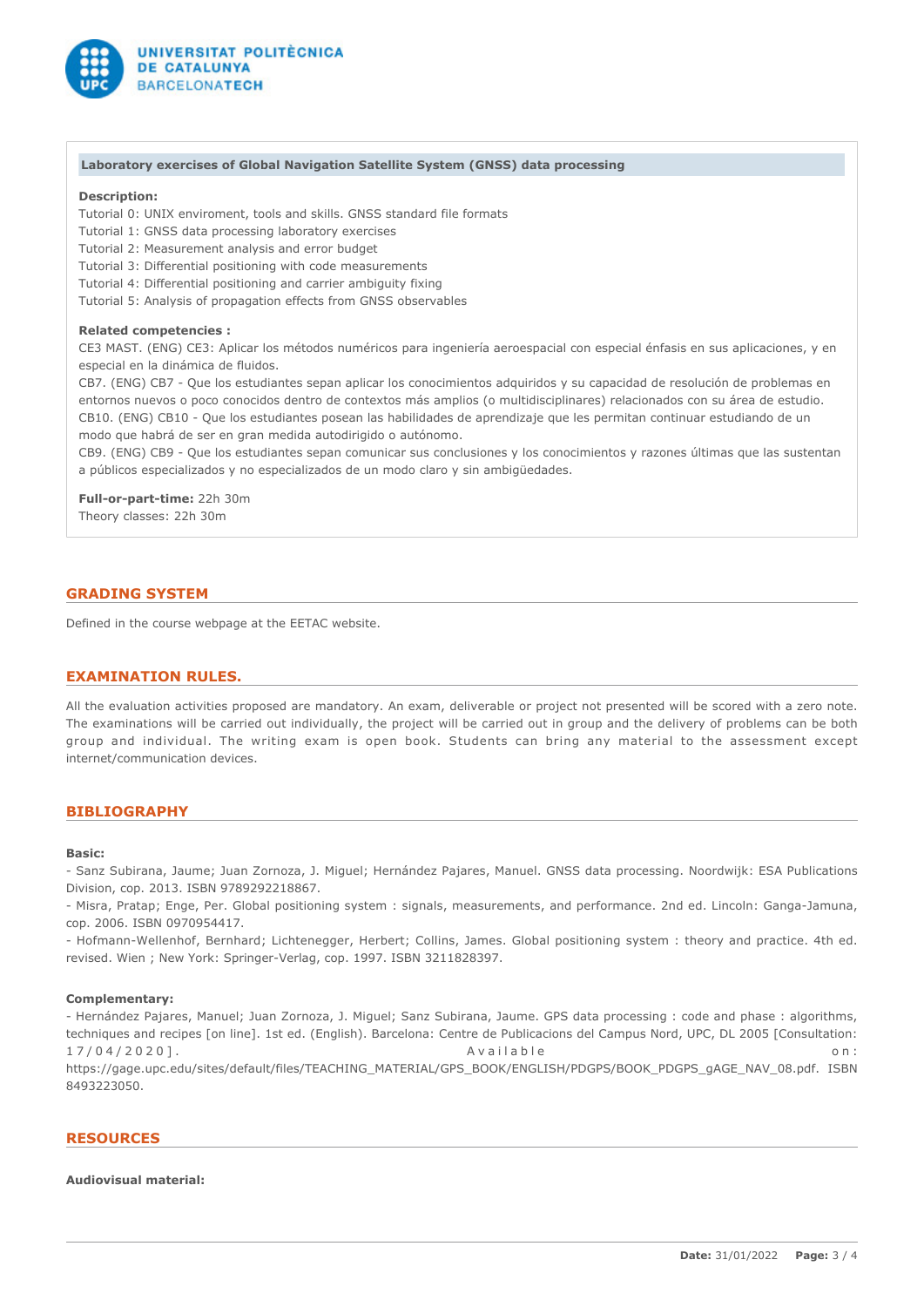**Laboratory exercises of Global Navigation Satellite System (GNSS) data processing**

**Description:**

Tutorial 0: UNIX enviroment, tools and skills. GNSS standard file formats
Tutorial 1: GNSS data processing laboratory exercises
Tutorial 2: Measurement analysis and error budget
Tutorial 3: Differential positioning with code measurements
Tutorial 4: Differential positioning and carrier ambiguity fixing
Tutorial 5: Analysis of propagation effects from GNSS observables

**Related competencies :**

CE3 MAST. (ENG) CE3: Aplicar los métodos numéricos para ingeniería aeroespacial con especial énfasis en sus aplicaciones, y en especial en la dinámica de fluidos.
CB7. (ENG) CB7 - Que los estudiantes sepan aplicar los conocimientos adquiridos y su capacidad de resolución de problemas en entornos nuevos o poco conocidos dentro de contextos más amplios (o multidisciplinares) relacionados con su área de estudio.
CB10. (ENG) CB10 - Que los estudiantes posean las habilidades de aprendizaje que les permitan continuar estudiando de un modo que habrá de ser en gran medida autodirigido o autónomo.
CB9. (ENG) CB9 - Que los estudiantes sepan comunicar sus conclusiones y los conocimientos y razones últimas que las sustentan a públicos especializados y no especializados de un modo claro y sin ambigüedades.

**Full-or-part-time:** 22h 30m
Theory classes: 22h 30m

## GRADING SYSTEM

Defined in the course webpage at the EETAC website.

## EXAMINATION RULES.

All the evaluation activities proposed are mandatory. An exam, deliverable or project not presented will be scored with a zero note. The examinations will be carried out individually, the project will be carried out in group and the delivery of problems can be both group and individual. The writing exam is open book. Students can bring any material to the assessment except internet/communication devices.

## BIBLIOGRAPHY

**Basic:**

- Sanz Subirana, Jaume; Juan Zornoza, J. Miguel; Hernández Pajares, Manuel. GNSS data processing. Noordwijk: ESA Publications Division, cop. 2013. ISBN 9789292218867.
- Misra, Pratap; Enge, Per. Global positioning system : signals, measurements, and performance. 2nd ed. Lincoln: Ganga-Jamuna, cop. 2006. ISBN 0970954417.
- Hofmann-Wellenhof, Bernhard; Lichtenegger, Herbert; Collins, James. Global positioning system : theory and practice. 4th ed. revised. Wien ; New York: Springer-Verlag, cop. 1997. ISBN 3211828397.

**Complementary:**

- Hernández Pajares, Manuel; Juan Zornoza, J. Miguel; Sanz Subirana, Jaume. GPS data processing : code and phase : algorithms, techniques and recipes [on line]. 1st ed. (English). Barcelona: Centre de Publicacions del Campus Nord, UPC, DL 2005 [Consultation: 17/04/2020]. Available on: https://gage.upc.edu/sites/default/files/TEACHING_MATERIAL/GPS_BOOK/ENGLISH/PDGPS/BOOK_PDGPS_gAGE_NAV_08.pdf. ISBN 8493223050.

## RESOURCES

**Audiovisual material:**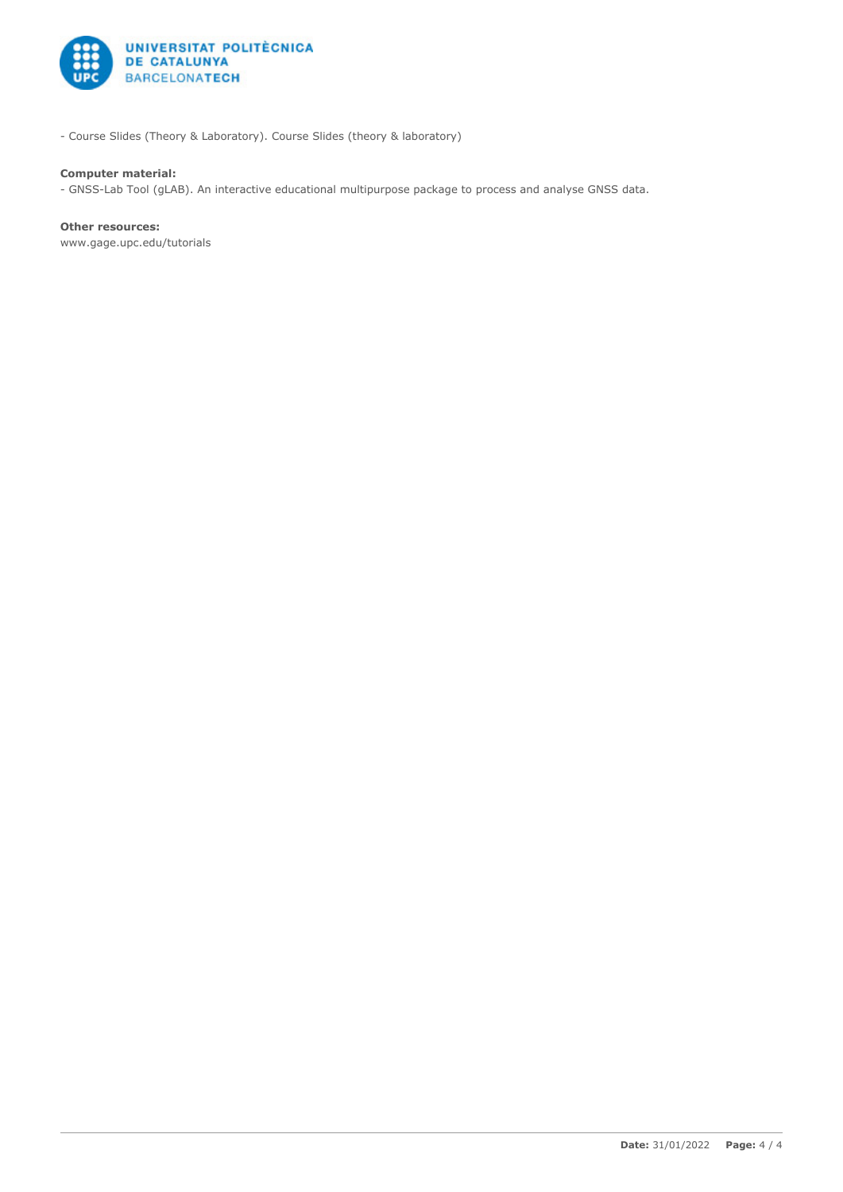- Course Slides (Theory & Laboratory). Course Slides (theory & laboratory)

**Computer material:**

- GNSS-Lab Tool (gLAB). An interactive educational multipurpose package to process and analyse GNSS data.

**Other resources:**

www.gage.upc.edu/tutorials